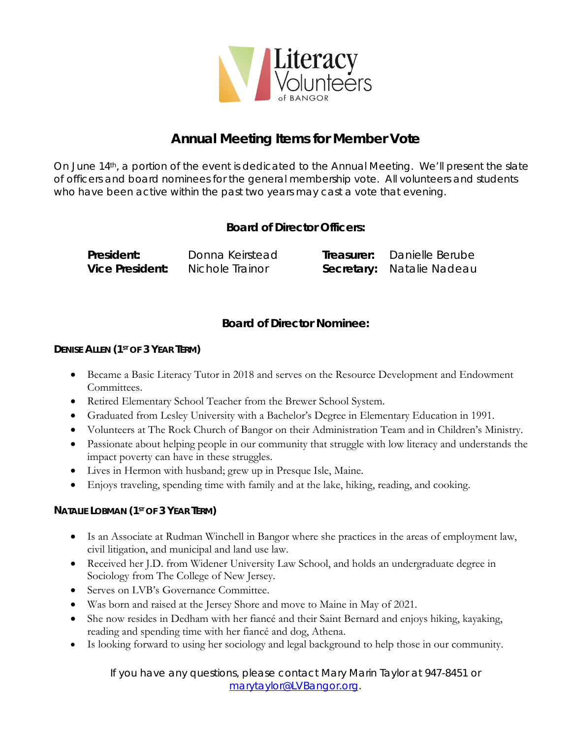Literacy Volunteers of BANGOR

# Annual Meeting Items for Member Vote

On June 14th, a portion of the event is dedicated to the Annual Meeting. We'll present the slate of officers and board nominees for the general membership vote. All volunteers and students who have been active within the past two years may cast a vote that evening.

## Board of Director Officers:

| | | | |
|---|---|---|---|
| **President:** | Donna Keirstead | **Treasurer:** | Danielle Berube |
| **Vice President:** | Nichole Trainor | **Secretary:** | Natalie Nadeau |

## Board of Director Nominee:

### DENISE ALLEN (1ST OF 3 YEAR TERM)

- Became a Basic Literacy Tutor in 2018 and serves on the Resource Development and Endowment Committees.
- Retired Elementary School Teacher from the Brewer School System.
- Graduated from Lesley University with a Bachelor's Degree in Elementary Education in 1991.
- Volunteers at The Rock Church of Bangor on their Administration Team and in Children's Ministry.
- Passionate about helping people in our community that struggle with low literacy and understands the impact poverty can have in these struggles.
- Lives in Hermon with husband; grew up in Presque Isle, Maine.
- Enjoys traveling, spending time with family and at the lake, hiking, reading, and cooking.

### NATALIE LOBMAN (1ST OF 3 YEAR TERM)

- Is an Associate at Rudman Winchell in Bangor where she practices in the areas of employment law, civil litigation, and municipal and land use law.
- Received her J.D. from Widener University Law School, and holds an undergraduate degree in Sociology from The College of New Jersey.
- Serves on LVB's Governance Committee.
- Was born and raised at the Jersey Shore and move to Maine in May of 2021.
- She now resides in Dedham with her fiancé and their Saint Bernard and enjoys hiking, kayaking, reading and spending time with her fiancé and dog, Athena.
- Is looking forward to using her sociology and legal background to help those in our community.

If you have any questions, please contact Mary Marin Taylor at 947-8451 or marytaylor@LVBangor.org.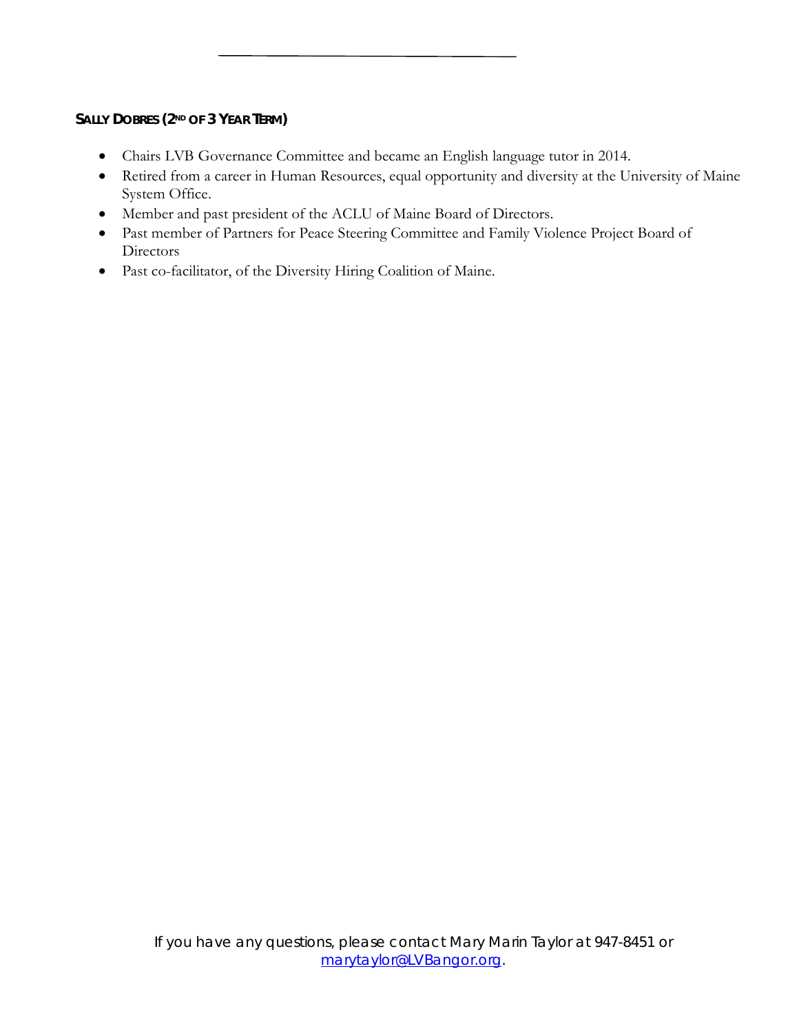## SALLY DOBRES (2ND OF 3 YEAR TERM)

- Chairs LVB Governance Committee and became an English language tutor in 2014.
- Retired from a career in Human Resources, equal opportunity and diversity at the University of Maine System Office.
- Member and past president of the ACLU of Maine Board of Directors.
- Past member of Partners for Peace Steering Committee and Family Violence Project Board of Directors
- Past co-facilitator, of the Diversity Hiring Coalition of Maine.

If you have any questions, please contact Mary Marin Taylor at 947-8451 or [marytaylor@LVBangor.org](mailto:marytaylor@LVBangor.org).